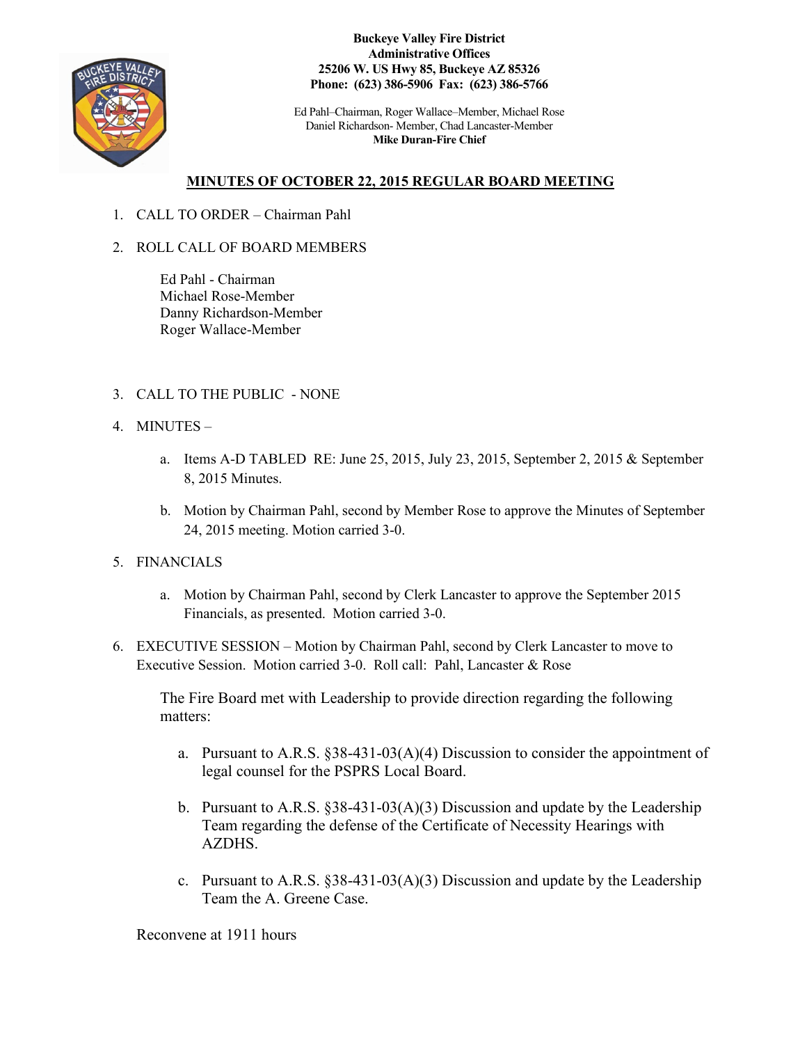**Buckeye Valley Fire District**
**Administrative Offices**
**25206 W. US Hwy 85, Buckeye AZ 85326**
**Phone: (623) 386-5906 Fax: (623) 386-5766**

Ed Pahl–Chairman, Roger Wallace–Member, Michael Rose
Daniel Richardson- Member, Chad Lancaster-Member
**Mike Duran-Fire Chief**

## MINUTES OF OCTOBER 22, 2015 REGULAR BOARD MEETING

1. CALL TO ORDER – Chairman Pahl

2. ROLL CALL OF BOARD MEMBERS

   Ed Pahl - Chairman
   Michael Rose-Member
   Danny Richardson-Member
   Roger Wallace-Member

3. CALL TO THE PUBLIC - NONE

4. MINUTES –

   a. Items A-D TABLED RE: June 25, 2015, July 23, 2015, September 2, 2015 & September 8, 2015 Minutes.

   b. Motion by Chairman Pahl, second by Member Rose to approve the Minutes of September 24, 2015 meeting. Motion carried 3-0.

5. FINANCIALS

   a. Motion by Chairman Pahl, second by Clerk Lancaster to approve the September 2015 Financials, as presented. Motion carried 3-0.

6. EXECUTIVE SESSION – Motion by Chairman Pahl, second by Clerk Lancaster to move to Executive Session. Motion carried 3-0. Roll call: Pahl, Lancaster & Rose

   The Fire Board met with Leadership to provide direction regarding the following matters:

   a. Pursuant to A.R.S. §38-431-03(A)(4) Discussion to consider the appointment of legal counsel for the PSPRS Local Board.

   b. Pursuant to A.R.S. §38-431-03(A)(3) Discussion and update by the Leadership Team regarding the defense of the Certificate of Necessity Hearings with AZDHS.

   c. Pursuant to A.R.S. §38-431-03(A)(3) Discussion and update by the Leadership Team the A. Greene Case.

Reconvene at 1911 hours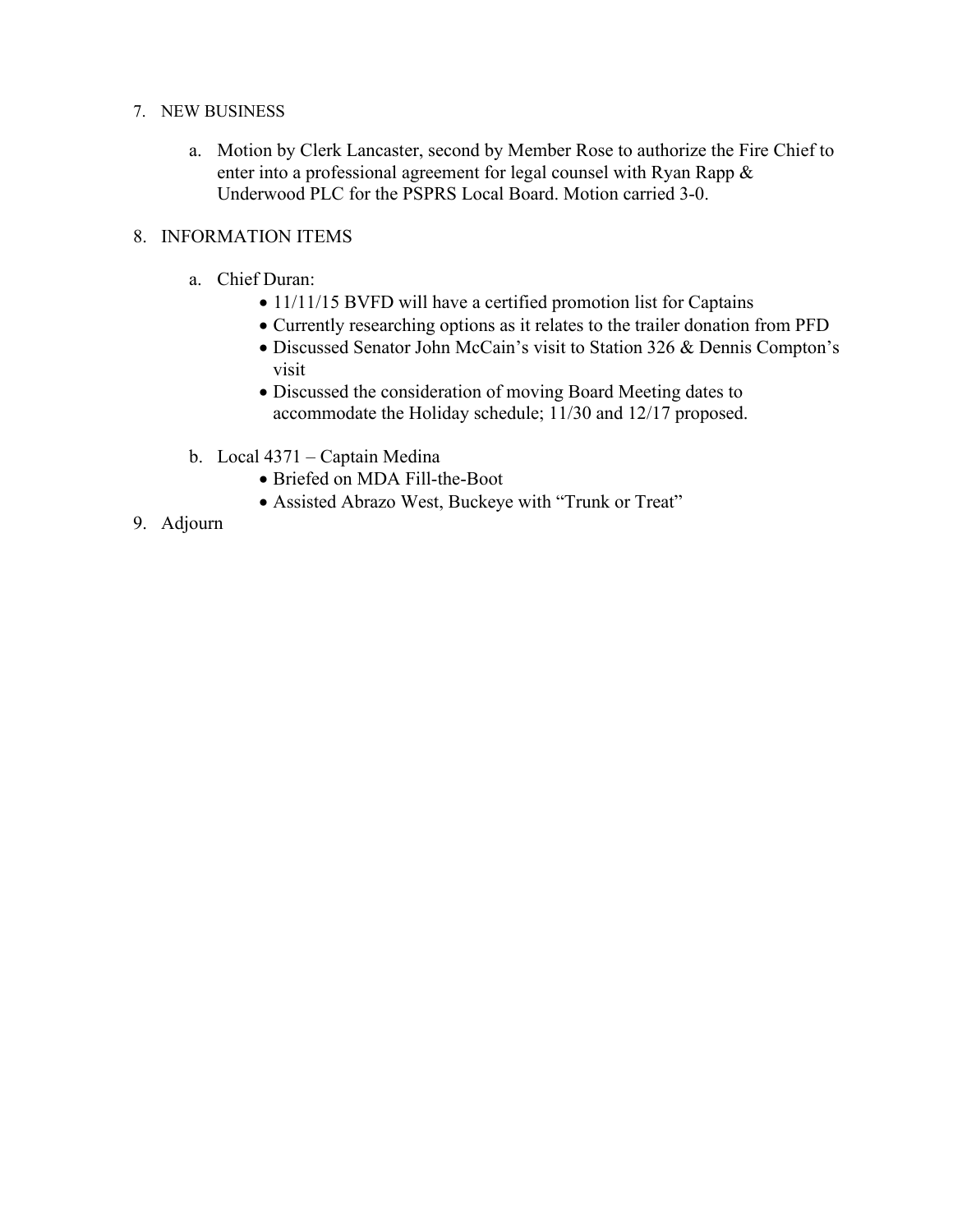7. NEW BUSINESS

    a. Motion by Clerk Lancaster, second by Member Rose to authorize the Fire Chief to enter into a professional agreement for legal counsel with Ryan Rapp & Underwood PLC for the PSPRS Local Board. Motion carried 3-0.

8. INFORMATION ITEMS

    a. Chief Duran:
        - 11/11/15 BVFD will have a certified promotion list for Captains
        - Currently researching options as it relates to the trailer donation from PFD
        - Discussed Senator John McCain's visit to Station 326 & Dennis Compton's visit
        - Discussed the consideration of moving Board Meeting dates to accommodate the Holiday schedule; 11/30 and 12/17 proposed.

    b. Local 4371 – Captain Medina
        - Briefed on MDA Fill-the-Boot
        - Assisted Abrazo West, Buckeye with "Trunk or Treat"

9. Adjourn